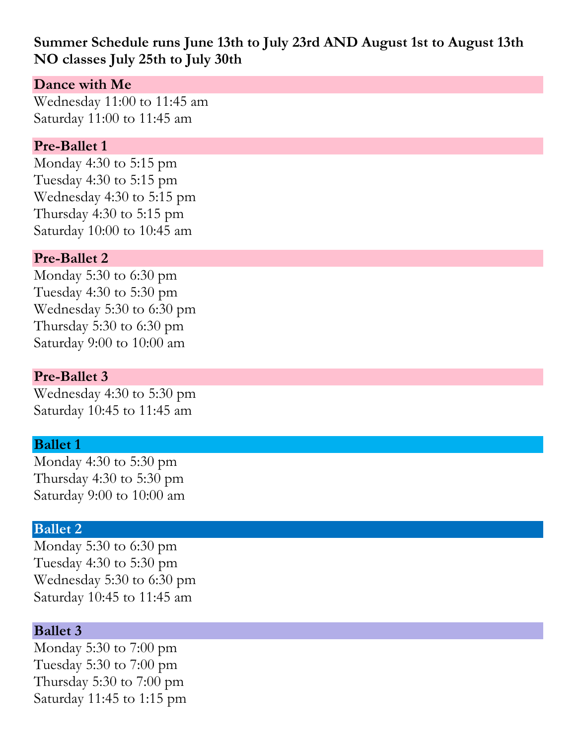**Summer Schedule runs June 13th to July 23rd AND August 1st to August 13th**
**NO classes July 25th to July 30th**

### Dance with Me

Wednesday 11:00 to 11:45 am
Saturday 11:00 to 11:45 am

### Pre-Ballet 1

Monday 4:30 to 5:15 pm
Tuesday 4:30 to 5:15 pm
Wednesday 4:30 to 5:15 pm
Thursday 4:30 to 5:15 pm
Saturday 10:00 to 10:45 am

### Pre-Ballet 2

Monday 5:30 to 6:30 pm
Tuesday 4:30 to 5:30 pm
Wednesday 5:30 to 6:30 pm
Thursday 5:30 to 6:30 pm
Saturday 9:00 to 10:00 am

### Pre-Ballet 3

Wednesday 4:30 to 5:30 pm
Saturday 10:45 to 11:45 am

### Ballet 1

Monday 4:30 to 5:30 pm
Thursday 4:30 to 5:30 pm
Saturday 9:00 to 10:00 am

### Ballet 2

Monday 5:30 to 6:30 pm
Tuesday 4:30 to 5:30 pm
Wednesday 5:30 to 6:30 pm
Saturday 10:45 to 11:45 am

### Ballet 3

Monday 5:30 to 7:00 pm
Tuesday 5:30 to 7:00 pm
Thursday 5:30 to 7:00 pm
Saturday 11:45 to 1:15 pm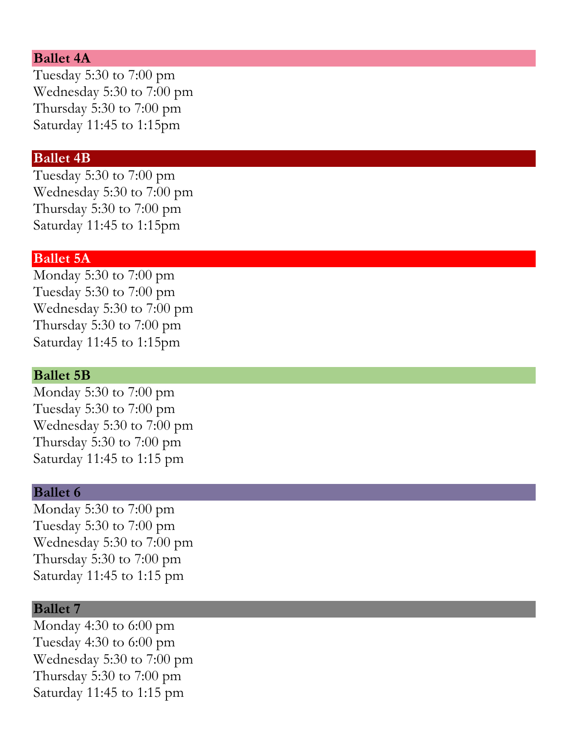**Ballet 4A**

Tuesday 5:30 to 7:00 pm
Wednesday 5:30 to 7:00 pm
Thursday 5:30 to 7:00 pm
Saturday 11:45 to 1:15pm

**Ballet 4B**

Tuesday 5:30 to 7:00 pm
Wednesday 5:30 to 7:00 pm
Thursday 5:30 to 7:00 pm
Saturday 11:45 to 1:15pm

**Ballet 5A**

Monday 5:30 to 7:00 pm
Tuesday 5:30 to 7:00 pm
Wednesday 5:30 to 7:00 pm
Thursday 5:30 to 7:00 pm
Saturday 11:45 to 1:15pm

**Ballet 5B**

Monday 5:30 to 7:00 pm
Tuesday 5:30 to 7:00 pm
Wednesday 5:30 to 7:00 pm
Thursday 5:30 to 7:00 pm
Saturday 11:45 to 1:15 pm

**Ballet 6**

Monday 5:30 to 7:00 pm
Tuesday 5:30 to 7:00 pm
Wednesday 5:30 to 7:00 pm
Thursday 5:30 to 7:00 pm
Saturday 11:45 to 1:15 pm

**Ballet 7**

Monday 4:30 to 6:00 pm
Tuesday 4:30 to 6:00 pm
Wednesday 5:30 to 7:00 pm
Thursday 5:30 to 7:00 pm
Saturday 11:45 to 1:15 pm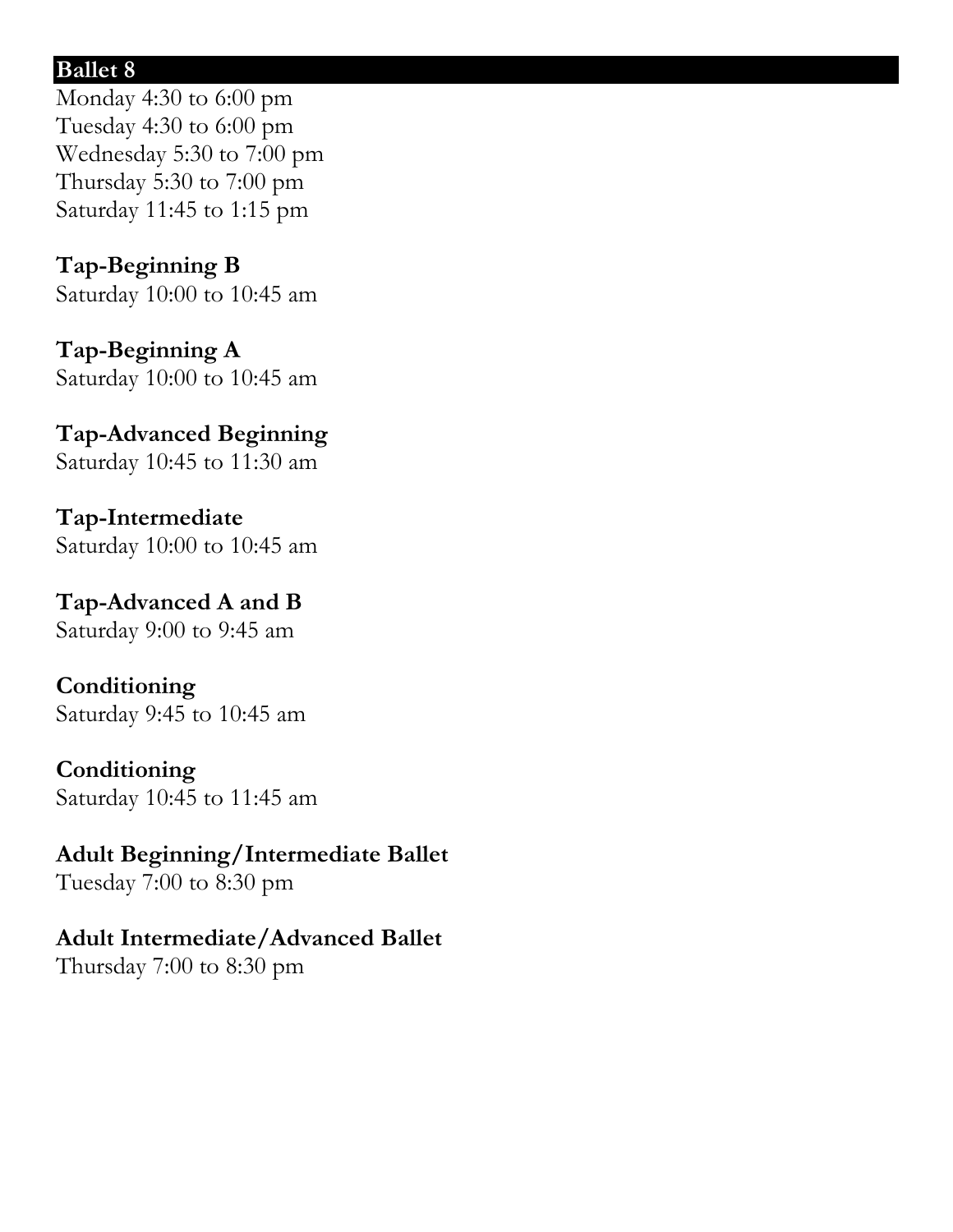**Ballet 8**

Monday 4:30 to 6:00 pm
Tuesday 4:30 to 6:00 pm
Wednesday 5:30 to 7:00 pm
Thursday 5:30 to 7:00 pm
Saturday 11:45 to 1:15 pm

**Tap-Beginning B**

Saturday 10:00 to 10:45 am

**Tap-Beginning A**

Saturday 10:00 to 10:45 am

**Tap-Advanced Beginning**

Saturday 10:45 to 11:30 am

**Tap-Intermediate**

Saturday 10:00 to 10:45 am

**Tap-Advanced A and B**

Saturday 9:00 to 9:45 am

**Conditioning**

Saturday 9:45 to 10:45 am

**Conditioning**

Saturday 10:45 to 11:45 am

**Adult Beginning/Intermediate Ballet**

Tuesday 7:00 to 8:30 pm

**Adult Intermediate/Advanced Ballet**

Thursday 7:00 to 8:30 pm